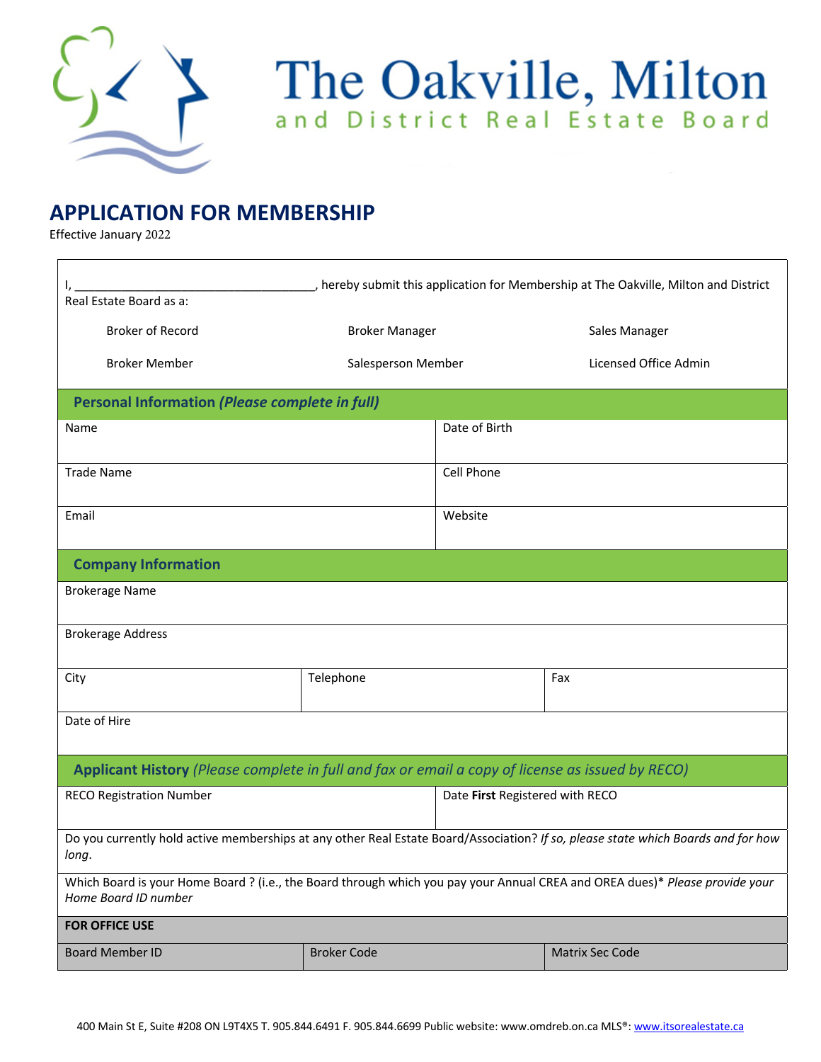# The Oakville, Milton and District Real Estate Board

## APPLICATION FOR MEMBERSHIP

Effective January 2022

I, ____________________________________, hereby submit this application for Membership at The Oakville, Milton and District Real Estate Board as a:

| | | |
|---|---|---|
| Broker of Record | Broker Manager | Sales Manager |
| Broker Member | Salesperson Member | Licensed Office Admin |

### Personal Information *(Please complete in full)*

| | |
|---|---|
| Name | Date of Birth |
| Trade Name | Cell Phone |
| Email | Website |

### Company Information

| | | |
|---|---|---|
| Brokerage Name | | |
| Brokerage Address | | |
| City | Telephone | Fax |
| Date of Hire | | |

### Applicant History *(Please complete in full and fax or email a copy of license as issued by RECO)*

| | |
|---|---|
| RECO Registration Number | Date **First** Registered with RECO |

Do you currently hold active memberships at any other Real Estate Board/Association? *If so, please state which Boards and for how long*.

Which Board is your Home Board ? (i.e., the Board through which you pay your Annual CREA and OREA dues)* *Please provide your Home Board ID number*

**FOR OFFICE USE**

| Board Member ID | Broker Code | Matrix Sec Code |
|---|---|---|
| | | |

400 Main St E, Suite #208 ON L9T4X5 T. 905.844.6491 F. 905.844.6699 Public website: www.omdreb.on.ca MLS®: www.itsorealestate.ca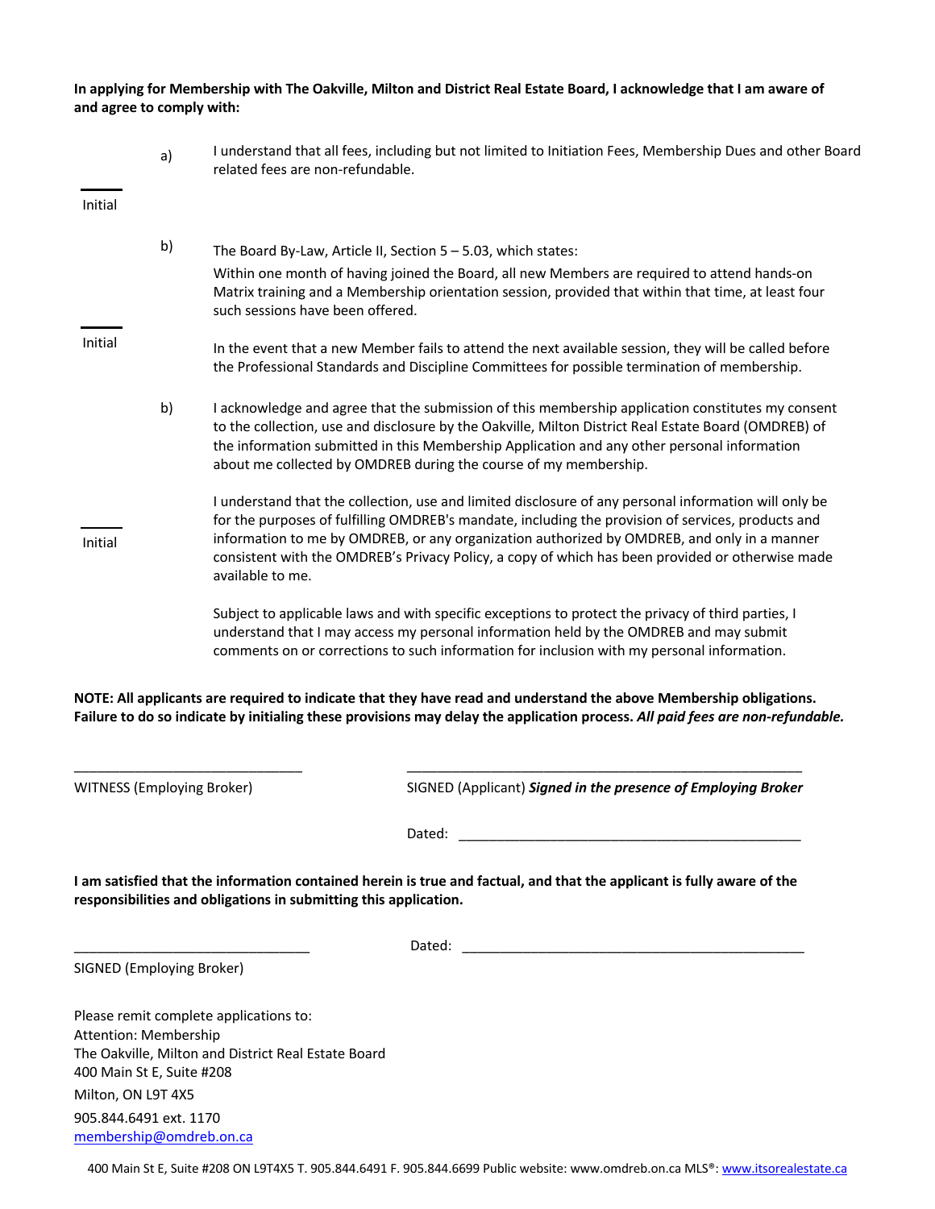**In applying for Membership with The Oakville, Milton and District Real Estate Board, I acknowledge that I am aware of and agree to comply with:**

_____ Initial

a) I understand that all fees, including but not limited to Initiation Fees, Membership Dues and other Board related fees are non-refundable.

_____ Initial

b) The Board By-Law, Article II, Section 5 – 5.03, which states:

Within one month of having joined the Board, all new Members are required to attend hands-on Matrix training and a Membership orientation session, provided that within that time, at least four such sessions have been offered.

In the event that a new Member fails to attend the next available session, they will be called before the Professional Standards and Discipline Committees for possible termination of membership.

_____ Initial

b) I acknowledge and agree that the submission of this membership application constitutes my consent to the collection, use and disclosure by the Oakville, Milton District Real Estate Board (OMDREB) of the information submitted in this Membership Application and any other personal information about me collected by OMDREB during the course of my membership.

I understand that the collection, use and limited disclosure of any personal information will only be for the purposes of fulfilling OMDREB's mandate, including the provision of services, products and information to me by OMDREB, or any organization authorized by OMDREB, and only in a manner consistent with the OMDREB's Privacy Policy, a copy of which has been provided or otherwise made available to me.

Subject to applicable laws and with specific exceptions to protect the privacy of third parties, I understand that I may access my personal information held by the OMDREB and may submit comments on or corrections to such information for inclusion with my personal information.

**NOTE: All applicants are required to indicate that they have read and understand the above Membership obligations. Failure to do so indicate by initialing these provisions may delay the application process.** ***All paid fees are non-refundable.***

_______________________________ WITNESS (Employing Broker)

_______________________________ SIGNED (Applicant) ***Signed in the presence of Employing Broker***

Dated: _______________________________

**I am satisfied that the information contained herein is true and factual, and that the applicant is fully aware of the responsibilities and obligations in submitting this application.**

_______________________________ SIGNED (Employing Broker)

Dated: _______________________________

Please remit complete applications to:
Attention: Membership
The Oakville, Milton and District Real Estate Board
400 Main St E, Suite #208
Milton, ON L9T 4X5
905.844.6491 ext. 1170
membership@omdreb.on.ca

400 Main St E, Suite #208 ON L9T4X5 T. 905.844.6491 F. 905.844.6699 Public website: www.omdreb.on.ca MLS®: www.itsorealestate.ca